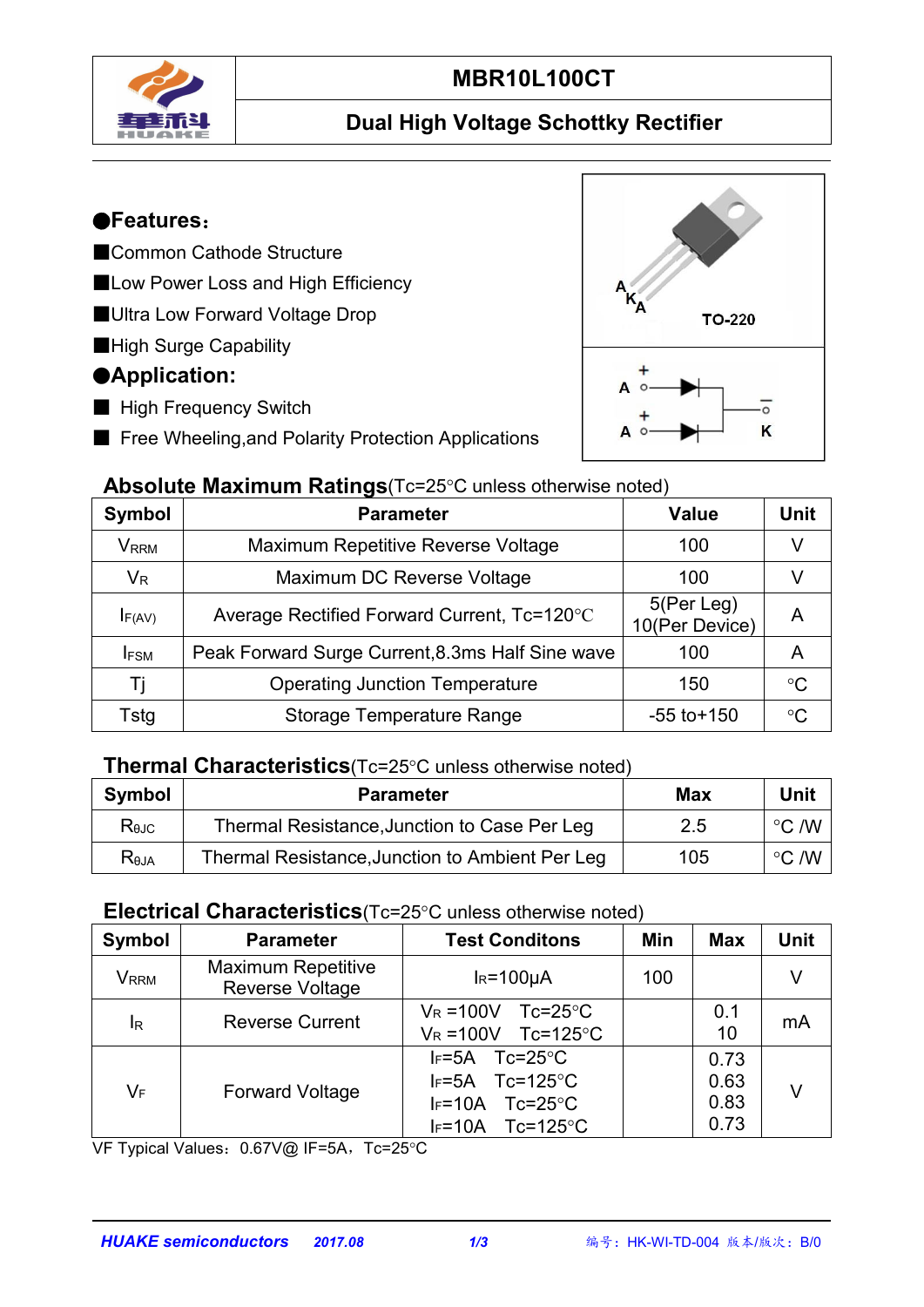# MBR10L100CT

## Dual High Voltage Schottky Rectifier

### ●Features:

- ■Common Cathode Structure
- ■Low Power Loss and High Efficiency
- ■Ultra Low Forward Voltage Drop
- ■High Surge Capability

### ●Application:

- ■ High Frequency Switch
- ■ Free Wheeling,and Polarity Protection Applications

A K A TO-220

A + A + K

### Absolute Maximum Ratings(Tc=25°C unless otherwise noted)

| Symbol | Parameter | Value | Unit |
|---|---|---|---|
| $V_{RRM}$ | Maximum Repetitive Reverse Voltage | 100 | V |
| $V_R$ | Maximum DC Reverse Voltage | 100 | V |
| $I_{F(AV)}$ | Average Rectified Forward Current, Tc=120°C | 5(Per Leg) 10(Per Device) | A |
| $I_{FSM}$ | Peak Forward Surge Current,8.3ms Half Sine wave | 100 | A |
| Tj | Operating Junction Temperature | 150 | °C |
| Tstg | Storage Temperature Range | -55 to+150 | °C |

### Thermal Characteristics(Tc=25°C unless otherwise noted)

| Symbol | Parameter | Max | Unit |
|---|---|---|---|
| $R_{\theta JC}$ | Thermal Resistance,Junction to Case Per Leg | 2.5 | °C /W |
| $R_{\theta JA}$ | Thermal Resistance,Junction to Ambient Per Leg | 105 | °C /W |

### Electrical Characteristics(Tc=25°C unless otherwise noted)

| Symbol | Parameter | Test Conditons | Min | Max | Unit |
|---|---|---|---|---|---|
| $V_{RRM}$ | Maximum Repetitive Reverse Voltage | $I_R$=100μA | 100 | | V |
| $I_R$ | Reverse Current | $V_R$ =100V Tc=25°C<br>$V_R$ =100V Tc=125°C | | 0.1<br>10 | mA |
| $V_F$ | Forward Voltage | $I_F$=5A Tc=25°C<br>$I_F$=5A Tc=125°C<br>$I_F$=10A Tc=25°C<br>$I_F$=10A Tc=125°C | | 0.73<br>0.63<br>0.83<br>0.73 | V |

VF Typical Values：0.67V@ IF=5A，Tc=25°C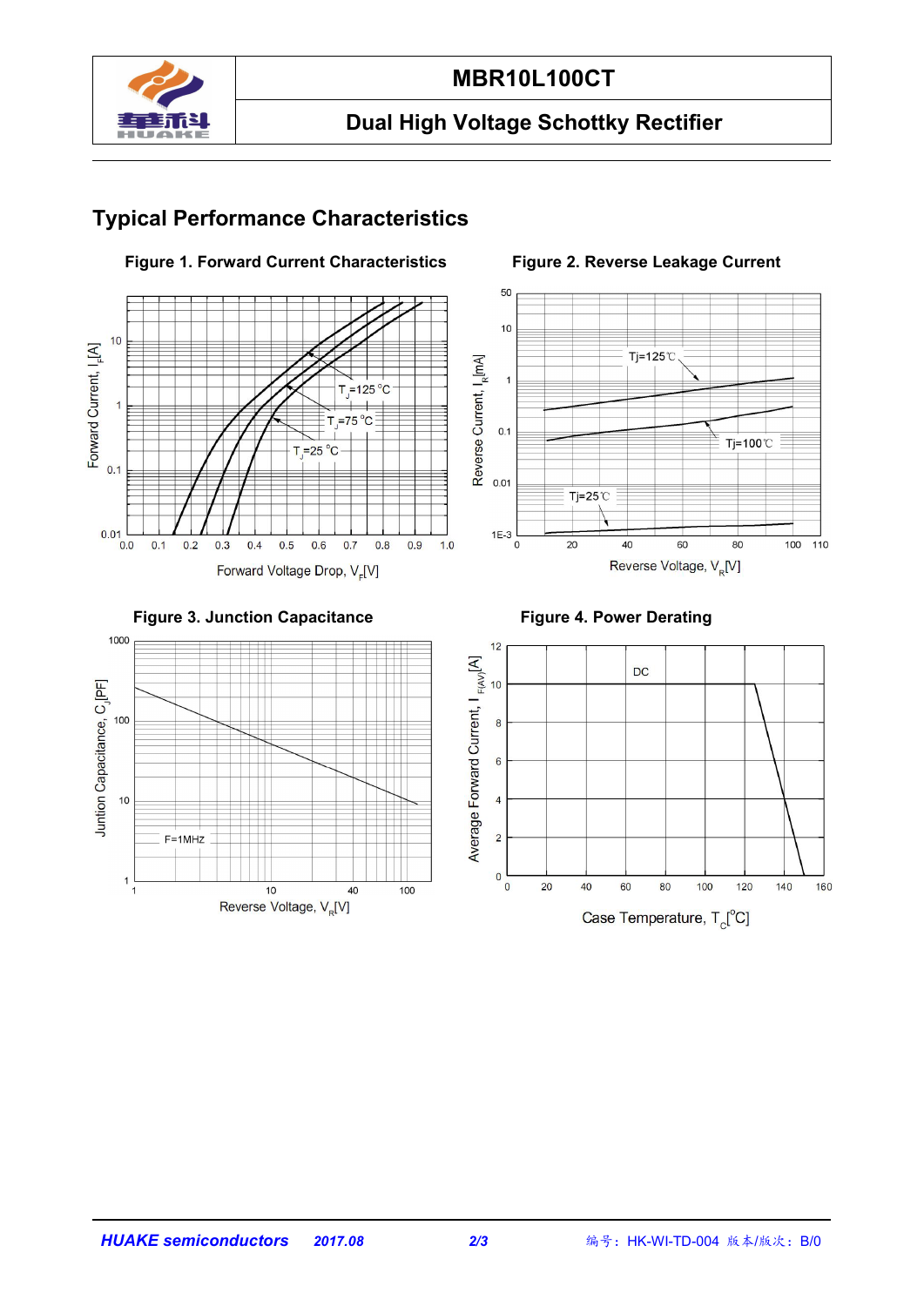## Typical Performance Characteristics

### Figure 1. Forward Current Characteristics

Forward Current, $I_F$[A]

10
1
0.1
0.01

0.0 0.1 0.2 0.3 0.4 0.5 0.6 0.7 0.8 0.9 1.0

$T_J$=125 °C
$T_J$=75 °C
$T_J$=25 °C

Forward Voltage Drop, $V_F$[V]

### Figure 2. Reverse Leakage Current

Reverse Current, $I_R$[mA]

50
10
1
0.1
0.01
1E-3

0 20 40 60 80 100 110

Tj=125℃
Tj=100℃
Tj=25℃

Reverse Voltage, $V_R$[V]

### Figure 3. Junction Capacitance

Juntion Capacitance, $C_J$[PF]

1000
100
10
1

1 10 40 100

F=1MHZ

Reverse Voltage, $V_R$[V]

### Figure 4. Power Derating

Average Forward Current, $I_{F(AV)}$[A]

12
10
8
6
4
2
0

0 20 40 60 80 100 120 140 160

DC

Case Temperature, $T_C$[°C]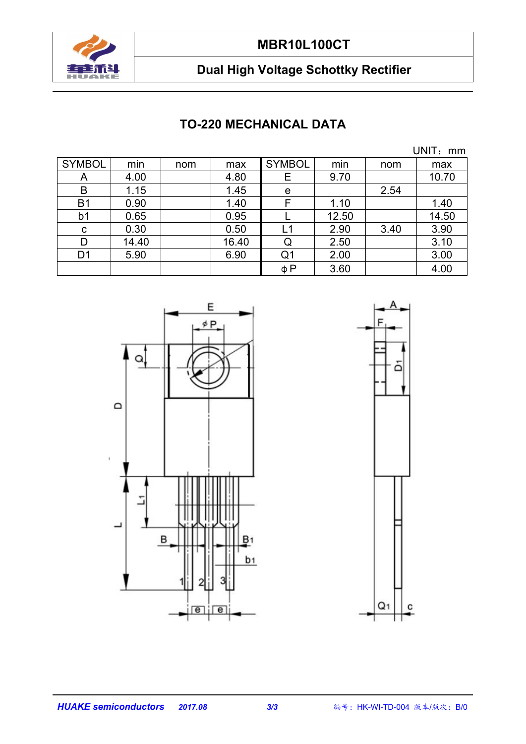# MBR10L100CT

## Dual High Voltage Schottky Rectifier

## TO-220 MECHANICAL DATA

UNIT：mm

| SYMBOL | min | nom | max | SYMBOL | min | nom | max |
|---|---|---|---|---|---|---|---|
| A | 4.00 | | 4.80 | E | 9.70 | | 10.70 |
| B | 1.15 | | 1.45 | e | | 2.54 | |
| B1 | 0.90 | | 1.40 | F | 1.10 | | 1.40 |
| b1 | 0.65 | | 0.95 | L | 12.50 | | 14.50 |
| c | 0.30 | | 0.50 | L1 | 2.90 | 3.40 | 3.90 |
| D | 14.40 | | 16.40 | Q | 2.50 | | 3.10 |
| D1 | 5.90 | | 6.90 | Q1 | 2.00 | | 3.00 |
| | | | | ϕP | 3.60 | | 4.00 |

E
ϕP
Q
D
L1
L
B
B1
b1
1
2
3
e
e
A
F
D1
Q1
c